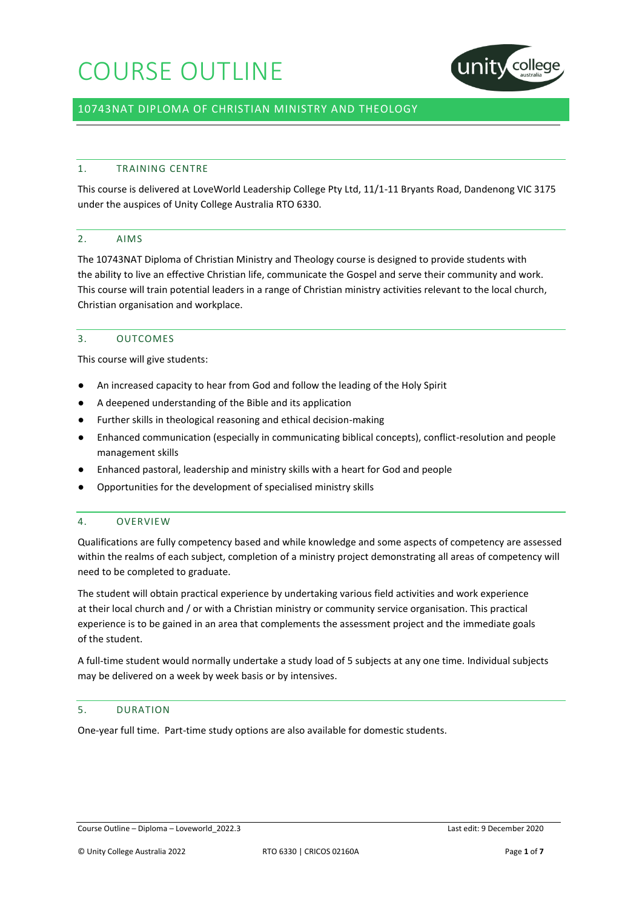# COURSE OUTLINE

## 10743NAT DIPLOMA OF CHRISTIAN MINISTRY AND THEOLOGY

### 1. TRAINING CENTRE

This course is delivered at LoveWorld Leadership College Pty Ltd, 11/1-11 Bryants Road, Dandenong VIC 3175 under the auspices of Unity College Australia RTO 6330.

### 2. AIMS

The 10743NAT Diploma of Christian Ministry and Theology course is designed to provide students with the ability to live an effective Christian life, communicate the Gospel and serve their community and work. This course will train potential leaders in a range of Christian ministry activities relevant to the local church, Christian organisation and workplace.

### 3. OUTCOMES

This course will give students:

- An increased capacity to hear from God and follow the leading of the Holy Spirit
- A deepened understanding of the Bible and its application
- Further skills in theological reasoning and ethical decision-making
- Enhanced communication (especially in communicating biblical concepts), conflict-resolution and people management skills
- Enhanced pastoral, leadership and ministry skills with a heart for God and people
- Opportunities for the development of specialised ministry skills

### 4. OVERVIEW

Qualifications are fully competency based and while knowledge and some aspects of competency are assessed within the realms of each subject, completion of a ministry project demonstrating all areas of competency will need to be completed to graduate.

The student will obtain practical experience by undertaking various field activities and work experience at their local church and / or with a Christian ministry or community service organisation. This practical experience is to be gained in an area that complements the assessment project and the immediate goals of the student.

A full-time student would normally undertake a study load of 5 subjects at any one time. Individual subjects may be delivered on a week by week basis or by intensives.

### 5. DURATION

One-year full time. Part-time study options are also available for domestic students.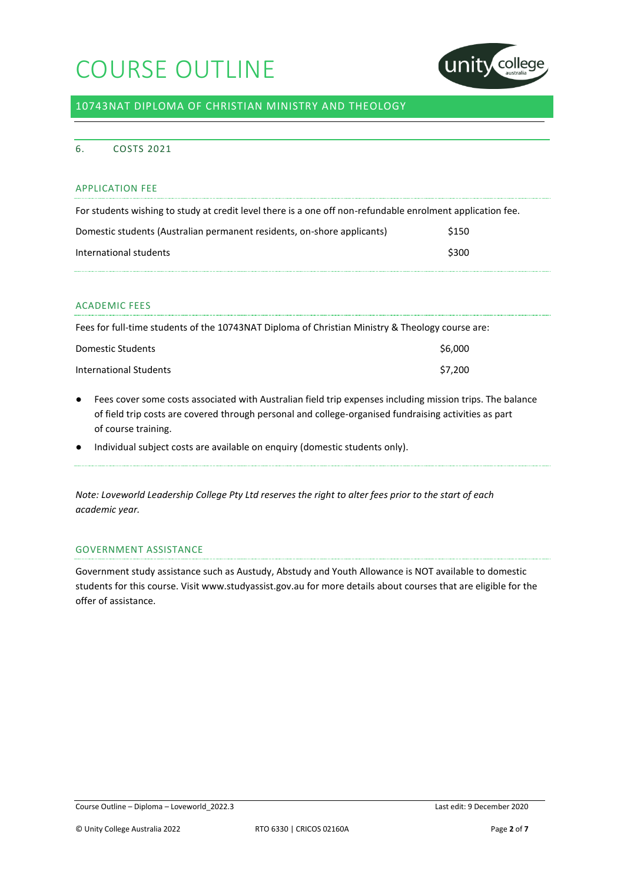## 6. COSTS 2021

### APPLICATION FEE

For students wishing to study at credit level there is a one off non-refundable enrolment application fee.

| | |
|---|---|
| Domestic students (Australian permanent residents, on-shore applicants) | $150 |
| International students | $300 |

### ACADEMIC FEES

Fees for full-time students of the 10743NAT Diploma of Christian Ministry & Theology course are:

| | |
|---|---|
| Domestic Students | $6,000 |
| International Students | $7,200 |

- Fees cover some costs associated with Australian field trip expenses including mission trips. The balance of field trip costs are covered through personal and college-organised fundraising activities as part of course training.
- Individual subject costs are available on enquiry (domestic students only).

*Note: Loveworld Leadership College Pty Ltd reserves the right to alter fees prior to the start of each academic year.*

### GOVERNMENT ASSISTANCE

Government study assistance such as Austudy, Abstudy and Youth Allowance is NOT available to domestic students for this course. Visit www.studyassist.gov.au for more details about courses that are eligible for the offer of assistance.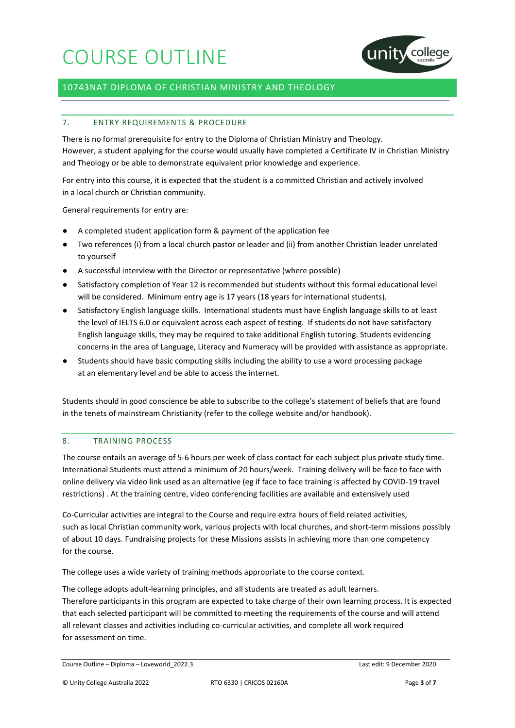## 7. ENTRY REQUIREMENTS & PROCEDURE

There is no formal prerequisite for entry to the Diploma of Christian Ministry and Theology. However, a student applying for the course would usually have completed a Certificate IV in Christian Ministry and Theology or be able to demonstrate equivalent prior knowledge and experience.

For entry into this course, it is expected that the student is a committed Christian and actively involved in a local church or Christian community.

General requirements for entry are:

- A completed student application form & payment of the application fee
- Two references (i) from a local church pastor or leader and (ii) from another Christian leader unrelated to yourself
- A successful interview with the Director or representative (where possible)
- Satisfactory completion of Year 12 is recommended but students without this formal educational level will be considered. Minimum entry age is 17 years (18 years for international students).
- Satisfactory English language skills. International students must have English language skills to at least the level of IELTS 6.0 or equivalent across each aspect of testing. If students do not have satisfactory English language skills, they may be required to take additional English tutoring. Students evidencing concerns in the area of Language, Literacy and Numeracy will be provided with assistance as appropriate.
- Students should have basic computing skills including the ability to use a word processing package at an elementary level and be able to access the internet.

Students should in good conscience be able to subscribe to the college's statement of beliefs that are found in the tenets of mainstream Christianity (refer to the college website and/or handbook).

## 8. TRAINING PROCESS

The course entails an average of 5-6 hours per week of class contact for each subject plus private study time. International Students must attend a minimum of 20 hours/week. Training delivery will be face to face with online delivery via video link used as an alternative (eg if face to face training is affected by COVID-19 travel restrictions) . At the training centre, video conferencing facilities are available and extensively used

Co-Curricular activities are integral to the Course and require extra hours of field related activities, such as local Christian community work, various projects with local churches, and short-term missions possibly of about 10 days. Fundraising projects for these Missions assists in achieving more than one competency for the course.

The college uses a wide variety of training methods appropriate to the course context.

The college adopts adult-learning principles, and all students are treated as adult learners. Therefore participants in this program are expected to take charge of their own learning process. It is expected that each selected participant will be committed to meeting the requirements of the course and will attend all relevant classes and activities including co-curricular activities, and complete all work required for assessment on time.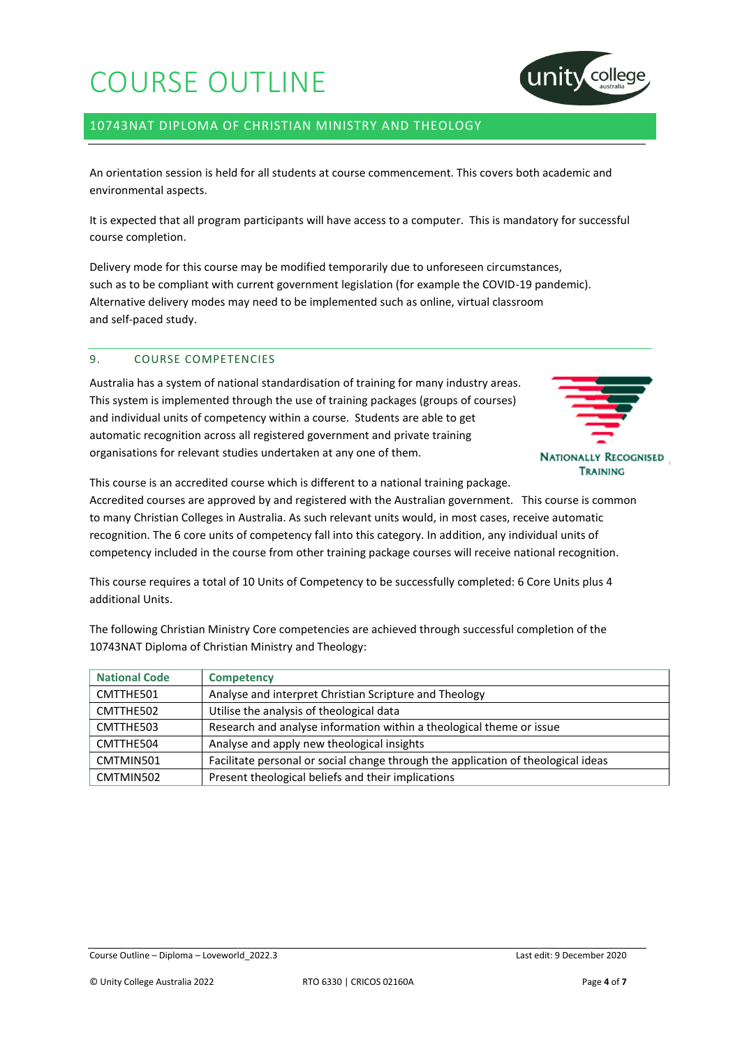An orientation session is held for all students at course commencement. This covers both academic and environmental aspects.

It is expected that all program participants will have access to a computer. This is mandatory for successful course completion.

Delivery mode for this course may be modified temporarily due to unforeseen circumstances, such as to be compliant with current government legislation (for example the COVID-19 pandemic). Alternative delivery modes may need to be implemented such as online, virtual classroom and self-paced study.

## 9. COURSE COMPETENCIES

Australia has a system of national standardisation of training for many industry areas. This system is implemented through the use of training packages (groups of courses) and individual units of competency within a course. Students are able to get automatic recognition across all registered government and private training organisations for relevant studies undertaken at any one of them.

This course is an accredited course which is different to a national training package. Accredited courses are approved by and registered with the Australian government. This course is common to many Christian Colleges in Australia. As such relevant units would, in most cases, receive automatic recognition. The 6 core units of competency fall into this category. In addition, any individual units of competency included in the course from other training package courses will receive national recognition.

This course requires a total of 10 Units of Competency to be successfully completed: 6 Core Units plus 4 additional Units.

The following Christian Ministry Core competencies are achieved through successful completion of the 10743NAT Diploma of Christian Ministry and Theology:

| National Code | Competency |
|---|---|
| CMTTHE501 | Analyse and interpret Christian Scripture and Theology |
| CMTTHE502 | Utilise the analysis of theological data |
| CMTTHE503 | Research and analyse information within a theological theme or issue |
| CMTTHE504 | Analyse and apply new theological insights |
| CMTMIN501 | Facilitate personal or social change through the application of theological ideas |
| CMTMIN502 | Present theological beliefs and their implications |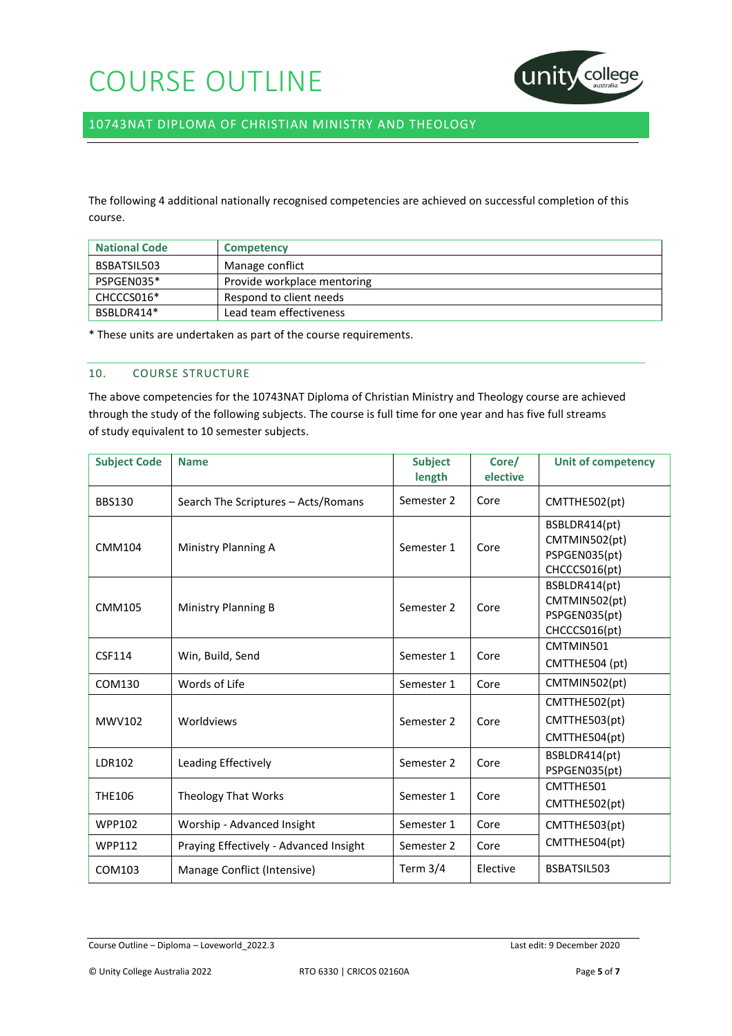# COURSE OUTLINE

## 10743NAT DIPLOMA OF CHRISTIAN MINISTRY AND THEOLOGY

The following 4 additional nationally recognised competencies are achieved on successful completion of this course.

| National Code | Competency |
|---|---|
| BSBATSIL503 | Manage conflict |
| PSPGEN035* | Provide workplace mentoring |
| CHCCCS016* | Respond to client needs |
| BSBLDR414* | Lead team effectiveness |

* These units are undertaken as part of the course requirements.

### 10. COURSE STRUCTURE

The above competencies for the 10743NAT Diploma of Christian Ministry and Theology course are achieved through the study of the following subjects. The course is full time for one year and has five full streams of study equivalent to 10 semester subjects.

| Subject Code | Name | Subject length | Core/ elective | Unit of competency |
|---|---|---|---|---|
| BBS130 | Search The Scriptures – Acts/Romans | Semester 2 | Core | CMTTHE502(pt) |
| CMM104 | Ministry Planning A | Semester 1 | Core | BSBLDR414(pt) CMTMIN502(pt) PSPGEN035(pt) CHCCCS016(pt) |
| CMM105 | Ministry Planning B | Semester 2 | Core | BSBLDR414(pt) CMTMIN502(pt) PSPGEN035(pt) CHCCCS016(pt) |
| CSF114 | Win, Build, Send | Semester 1 | Core | CMTMIN501 CMTTHE504 (pt) |
| COM130 | Words of Life | Semester 1 | Core | CMTMIN502(pt) |
| MWV102 | Worldviews | Semester 2 | Core | CMTTHE502(pt) CMTTHE503(pt) CMTTHE504(pt) |
| LDR102 | Leading Effectively | Semester 2 | Core | BSBLDR414(pt) PSPGEN035(pt) |
| THE106 | Theology That Works | Semester 1 | Core | CMTTHE501 CMTTHE502(pt) |
| WPP102 | Worship - Advanced Insight | Semester 1 | Core | CMTTHE503(pt) CMTTHE504(pt) |
| WPP112 | Praying Effectively - Advanced Insight | Semester 2 | Core | |
| COM103 | Manage Conflict (Intensive) | Term 3/4 | Elective | BSBATSIL503 |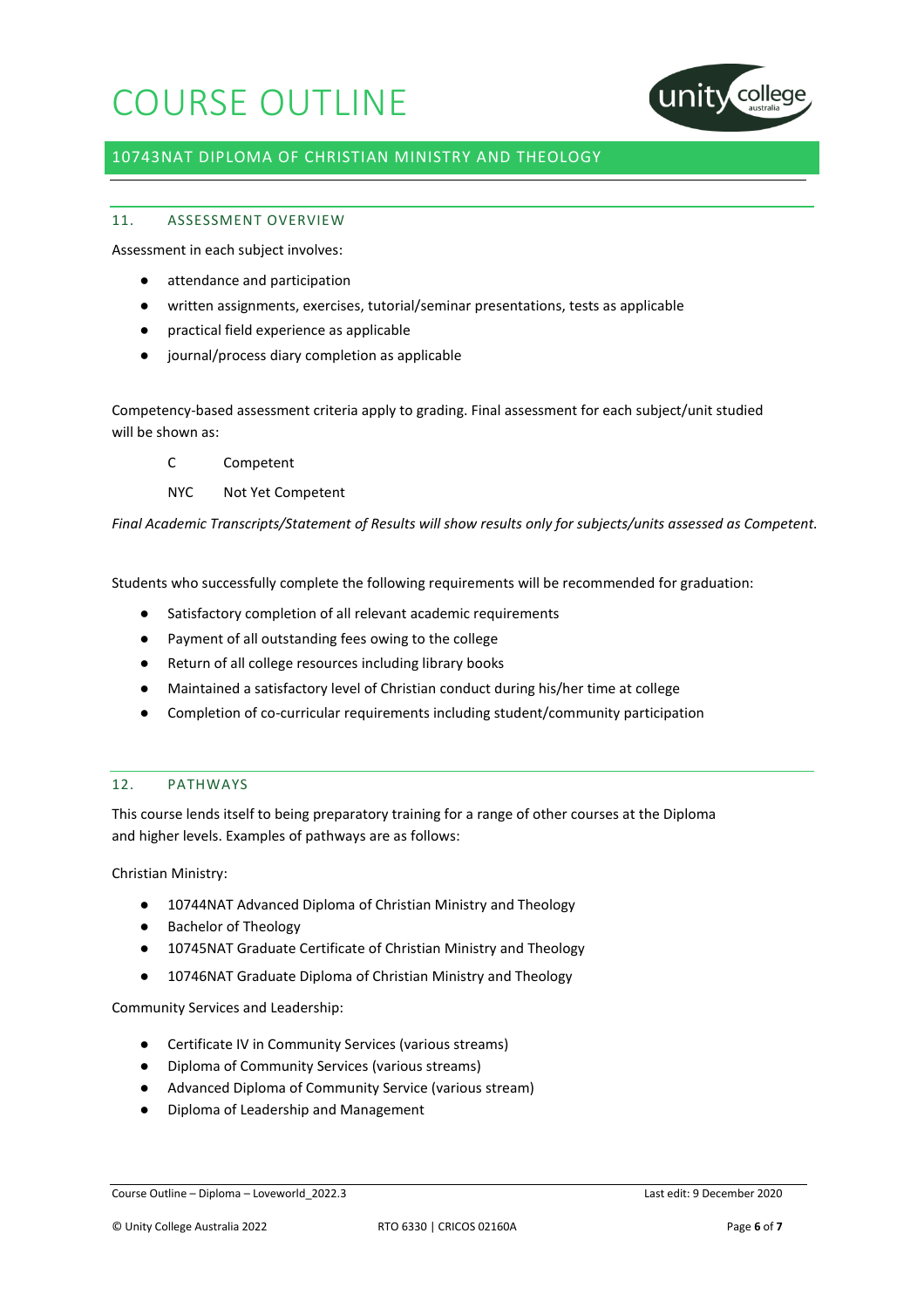## 11. ASSESSMENT OVERVIEW

Assessment in each subject involves:

- attendance and participation
- written assignments, exercises, tutorial/seminar presentations, tests as applicable
- practical field experience as applicable
- journal/process diary completion as applicable

Competency-based assessment criteria apply to grading. Final assessment for each subject/unit studied will be shown as:

| | |
|---|---|
| C | Competent |
| NYC | Not Yet Competent |

*Final Academic Transcripts/Statement of Results will show results only for subjects/units assessed as Competent.*

Students who successfully complete the following requirements will be recommended for graduation:

- Satisfactory completion of all relevant academic requirements
- Payment of all outstanding fees owing to the college
- Return of all college resources including library books
- Maintained a satisfactory level of Christian conduct during his/her time at college
- Completion of co-curricular requirements including student/community participation

## 12. PATHWAYS

This course lends itself to being preparatory training for a range of other courses at the Diploma and higher levels. Examples of pathways are as follows:

Christian Ministry:

- 10744NAT Advanced Diploma of Christian Ministry and Theology
- Bachelor of Theology
- 10745NAT Graduate Certificate of Christian Ministry and Theology
- 10746NAT Graduate Diploma of Christian Ministry and Theology

Community Services and Leadership:

- Certificate IV in Community Services (various streams)
- Diploma of Community Services (various streams)
- Advanced Diploma of Community Service (various stream)
- Diploma of Leadership and Management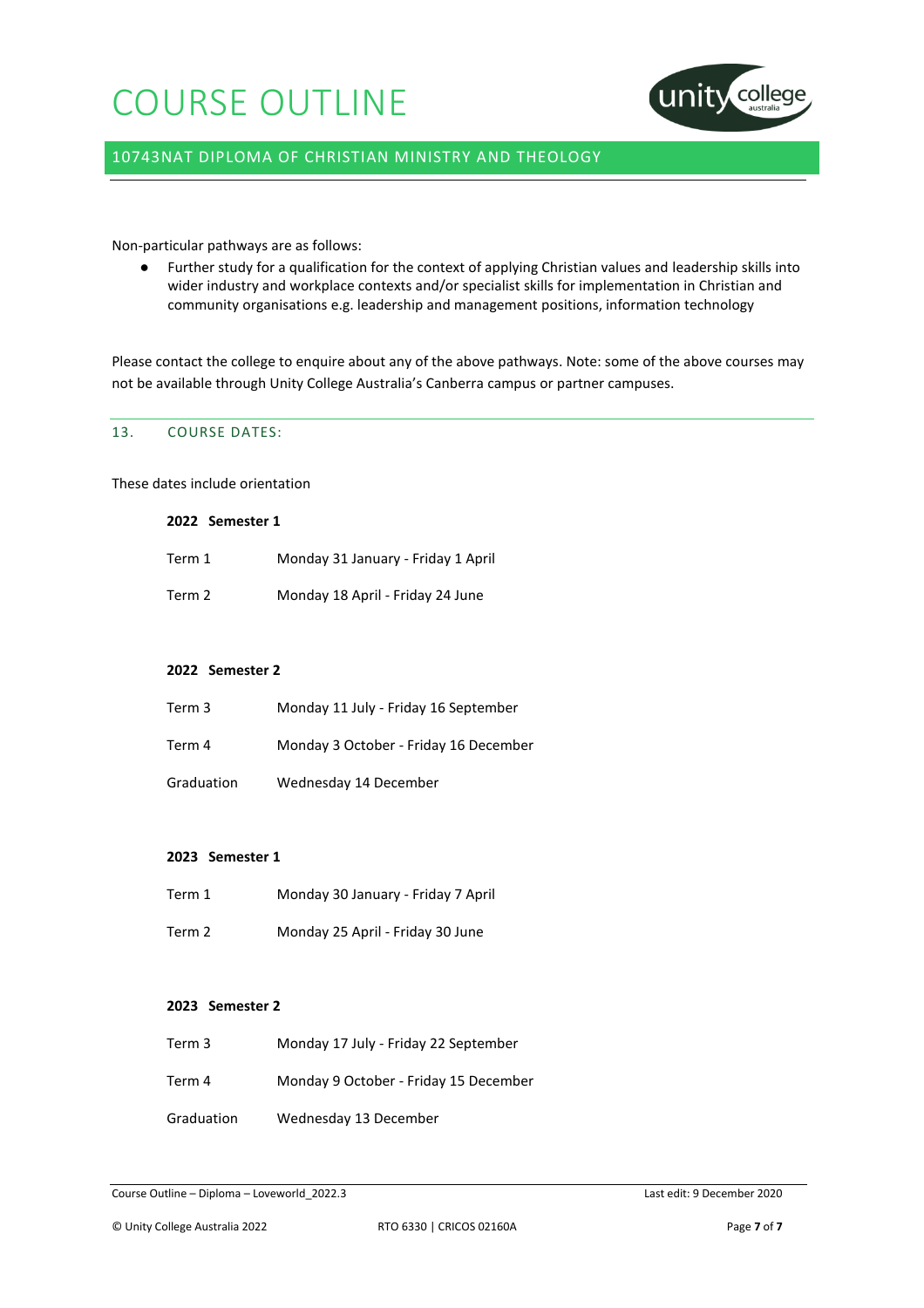Non-particular pathways are as follows:

- Further study for a qualification for the context of applying Christian values and leadership skills into wider industry and workplace contexts and/or specialist skills for implementation in Christian and community organisations e.g. leadership and management positions, information technology

Please contact the college to enquire about any of the above pathways. Note: some of the above courses may not be available through Unity College Australia's Canberra campus or partner campuses.

## 13. COURSE DATES:

These dates include orientation

**2022 Semester 1**

Term 1 Monday 31 January - Friday 1 April

Term 2 Monday 18 April - Friday 24 June

**2022 Semester 2**

Term 3 Monday 11 July - Friday 16 September

Term 4 Monday 3 October - Friday 16 December

Graduation Wednesday 14 December

**2023 Semester 1**

Term 1 Monday 30 January - Friday 7 April

Term 2 Monday 25 April - Friday 30 June

**2023 Semester 2**

Term 3 Monday 17 July - Friday 22 September

Term 4 Monday 9 October - Friday 15 December

Graduation Wednesday 13 December